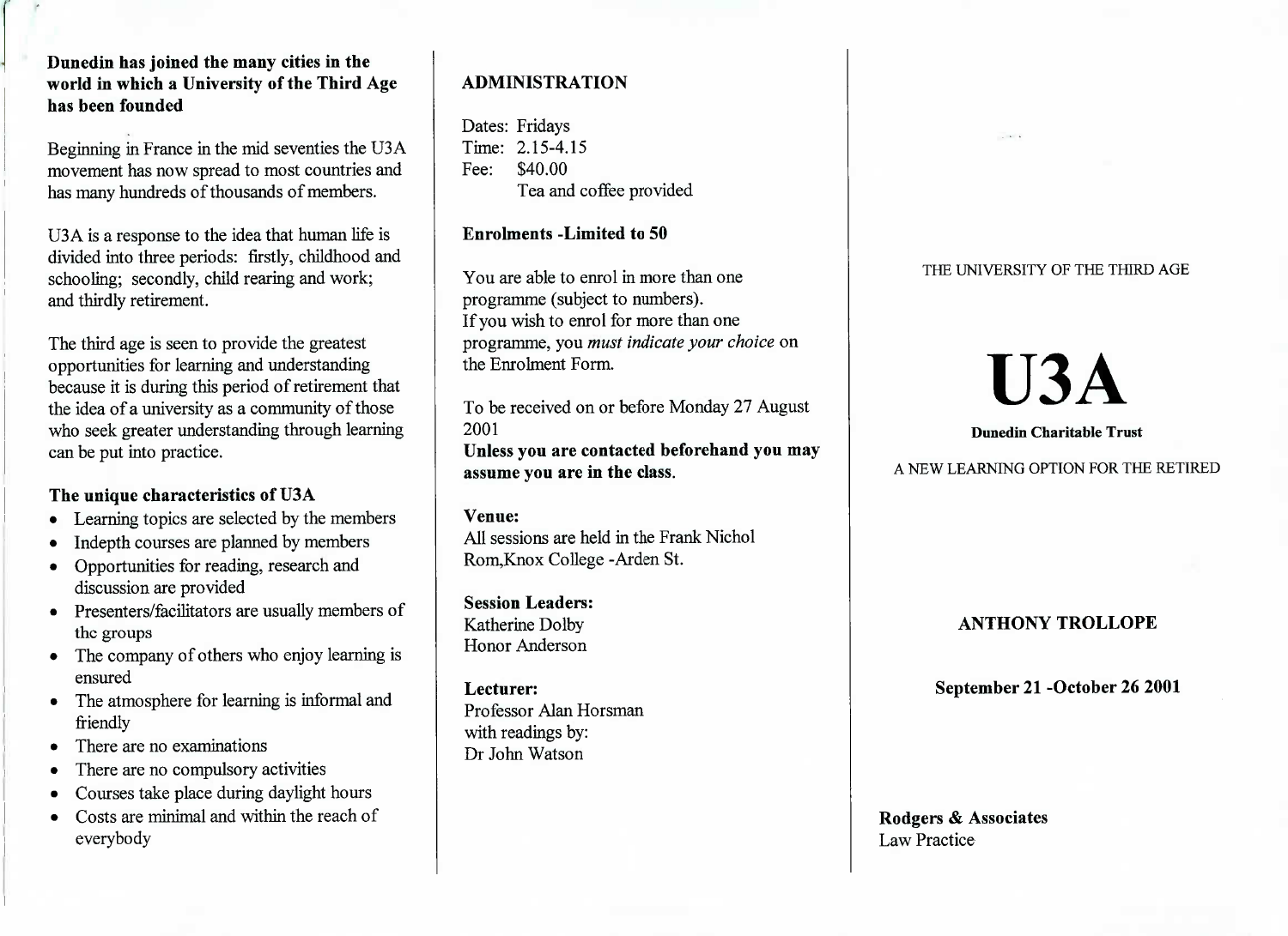**Dunedin has joined the many cities in the world in which a University of the Third Age has been founded**

Beginning in France in the mid seventies the U3A movement has now spread to most countries and has many hundreds of thousands of members.

U3A is a response to the idea that human life is divided into three periods: firstly, childhood and schooling; secondly, child rearing and work; and thirdly retirement.

The third age is seen to provide the greatest opportunities for learning and understanding because it is during this period of retirement that the idea of a university as a community of those who seek greater understanding through learning can be put into practice.

### The unique characteristics of U3A

- Learning topics are selected by the members
- Indepth courses are planned by members
- Opportunities for reading, research and discussion are provided
- Presenters/facilitators are usually members of the groups
- The company of others who enjoy learning is ensured
- The atmosphere for learning is informal and friendly
- There are no examinations
- There are no compulsory activities
- Courses take place during daylight hours
- Costs are minimal and within the reach of everybody

## ADMINISTRATION

Dates: Fridays
Time: 2.15-4.15
Fee: $40.00
Tea and coffee provided

**Enrolments -Limited to 50**

You are able to enrol in more than one programme (subject to numbers).
If you wish to enrol for more than one programme, you *must indicate your choice* on the Enrolment Form.

To be received on or before Monday 27 August 2001
**Unless you are contacted beforehand you may assume you are in the class.**

**Venue:**
All sessions are held in the Frank Nichol Rom,Knox College -Arden St.

**Session Leaders:**
Katherine Dolby
Honor Anderson

**Lecturer:**
Professor Alan Horsman
with readings by:
Dr John Watson

THE UNIVERSITY OF THE THIRD AGE

# U3A

**Dunedin Charitable Trust**

A NEW LEARNING OPTION FOR THE RETIRED

**ANTHONY TROLLOPE**

**September 21 -October 26 2001**

**Rodgers & Associates**
Law Practice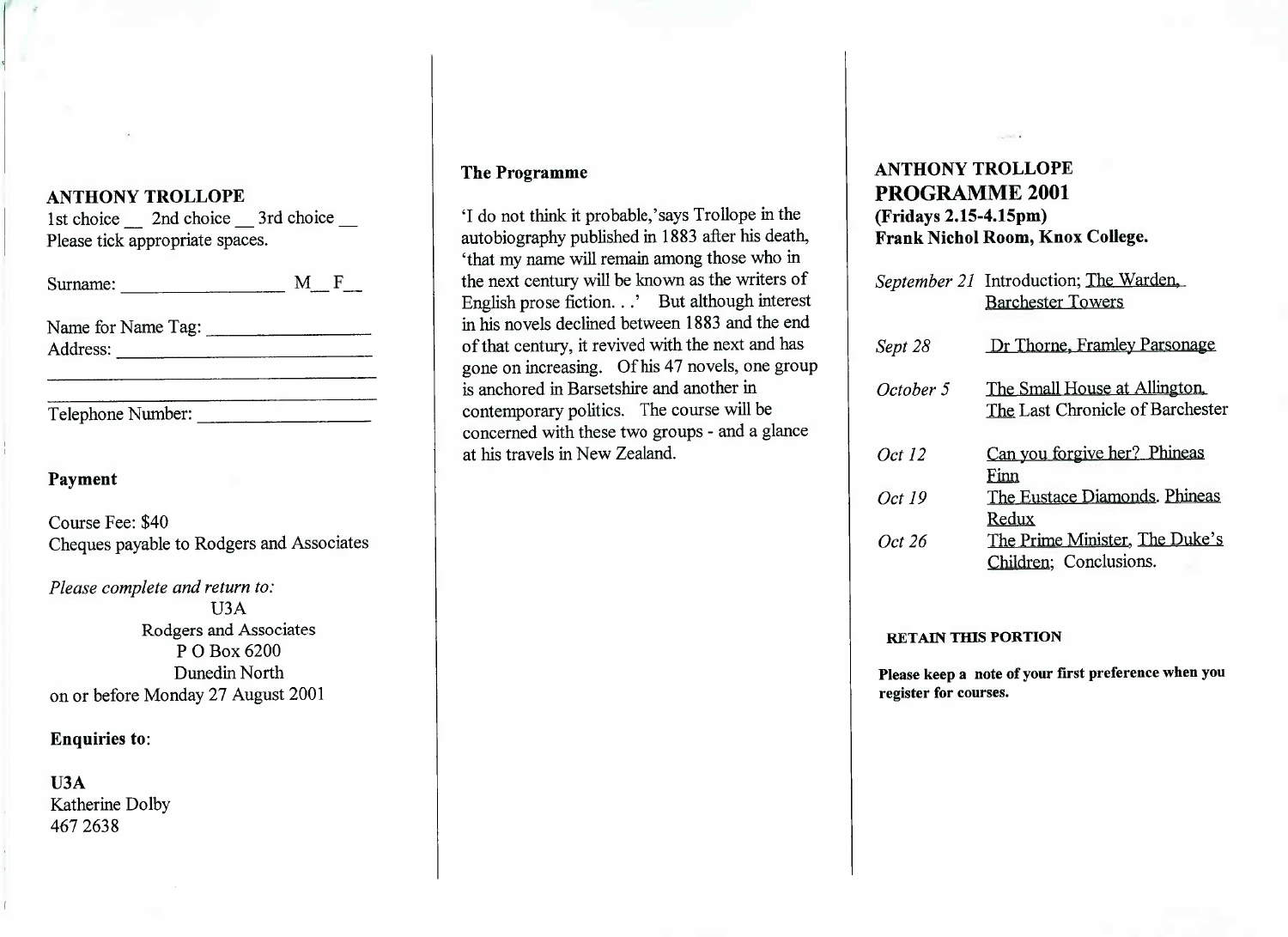## ANTHONY TROLLOPE

1st choice __ 2nd choice __ 3rd choice __
Please tick appropriate spaces.

Surname: ________________ M__ F__

Name for Name Tag: ________________
Address: ________________________
_______________________________
_______________________________
Telephone Number: ________________

### Payment

Course Fee: $40
Cheques payable to Rodgers and Associates

*Please complete and return to:*
U3A
Rodgers and Associates
P O Box 6200
Dunedin North
on or before Monday 27 August 2001

**Enquiries to**:

**U3A**
Katherine Dolby
467 2638

### The Programme

'I do not think it probable,' says Trollope in the autobiography published in 1883 after his death, 'that my name will remain among those who in the next century will be known as the writers of English prose fiction. . .' But although interest in his novels declined between 1883 and the end of that century, it revived with the next and has gone on increasing. Of his 47 novels, one group is anchored in Barsetshire and another in contemporary politics. The course will be concerned with these two groups - and a glance at his travels in New Zealand.

## ANTHONY TROLLOPE
## PROGRAMME 2001
**(Fridays 2.15-4.15pm)**
**Frank Nichol Room, Knox College.**

| | |
|---|---|
| *September 21* | Introduction; The Warden, Barchester Towers |
| *Sept 28* | Dr Thorne, Framley Parsonage |
| *October 5* | The Small House at Allington, The Last Chronicle of Barchester |
| *Oct 12* | Can you forgive her? Phineas Finn |
| *Oct 19* | The Eustace Diamonds. Phineas Redux |
| *Oct 26* | The Prime Minister, The Duke's Children; Conclusions. |

**RETAIN THIS PORTION**

**Please keep a note of your first preference when you register for courses.**